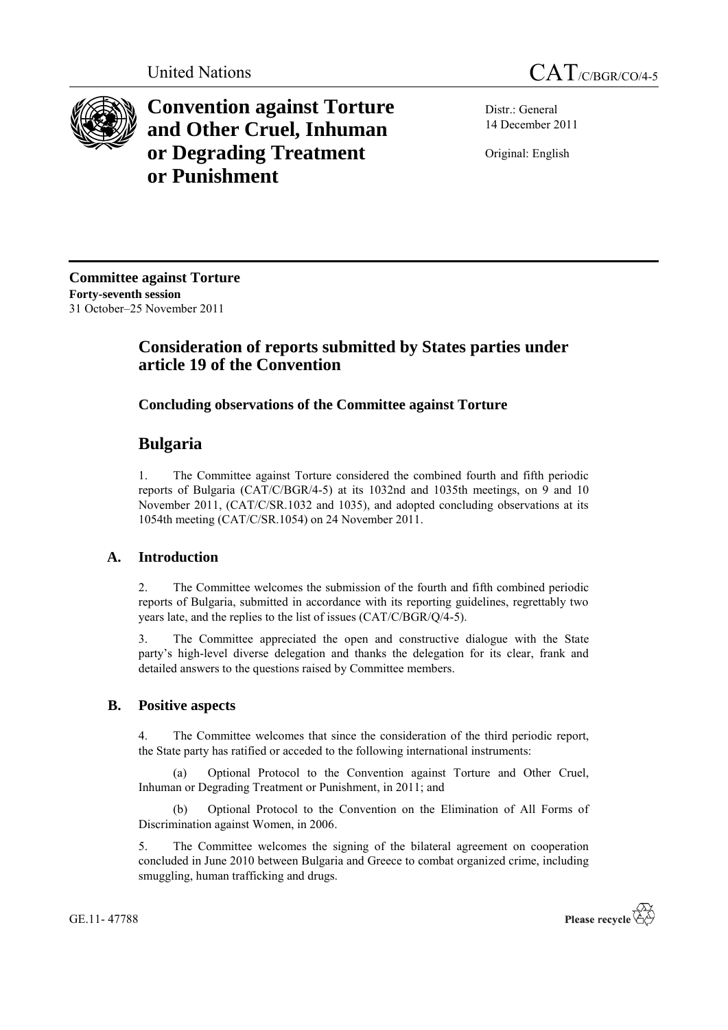United Nations CAT/C/BGR/CO/4-5

# Convention against Torture and Other Cruel, Inhuman or Degrading Treatment or Punishment

Distr.: General
14 December 2011

Original: English

**Committee against Torture**
**Forty-seventh session**
31 October–25 November 2011

## Consideration of reports submitted by States parties under article 19 of the Convention

### Concluding observations of the Committee against Torture

## Bulgaria

1. The Committee against Torture considered the combined fourth and fifth periodic reports of Bulgaria (CAT/C/BGR/4-5) at its 1032nd and 1035th meetings, on 9 and 10 November 2011, (CAT/C/SR.1032 and 1035), and adopted concluding observations at its 1054th meeting (CAT/C/SR.1054) on 24 November 2011.

### A. Introduction

2. The Committee welcomes the submission of the fourth and fifth combined periodic reports of Bulgaria, submitted in accordance with its reporting guidelines, regrettably two years late, and the replies to the list of issues (CAT/C/BGR/Q/4-5).

3. The Committee appreciated the open and constructive dialogue with the State party's high-level diverse delegation and thanks the delegation for its clear, frank and detailed answers to the questions raised by Committee members.

### B. Positive aspects

4. The Committee welcomes that since the consideration of the third periodic report, the State party has ratified or acceded to the following international instruments:

(a) Optional Protocol to the Convention against Torture and Other Cruel, Inhuman or Degrading Treatment or Punishment, in 2011; and

(b) Optional Protocol to the Convention on the Elimination of All Forms of Discrimination against Women, in 2006.

5. The Committee welcomes the signing of the bilateral agreement on cooperation concluded in June 2010 between Bulgaria and Greece to combat organized crime, including smuggling, human trafficking and drugs.

GE.11- 47788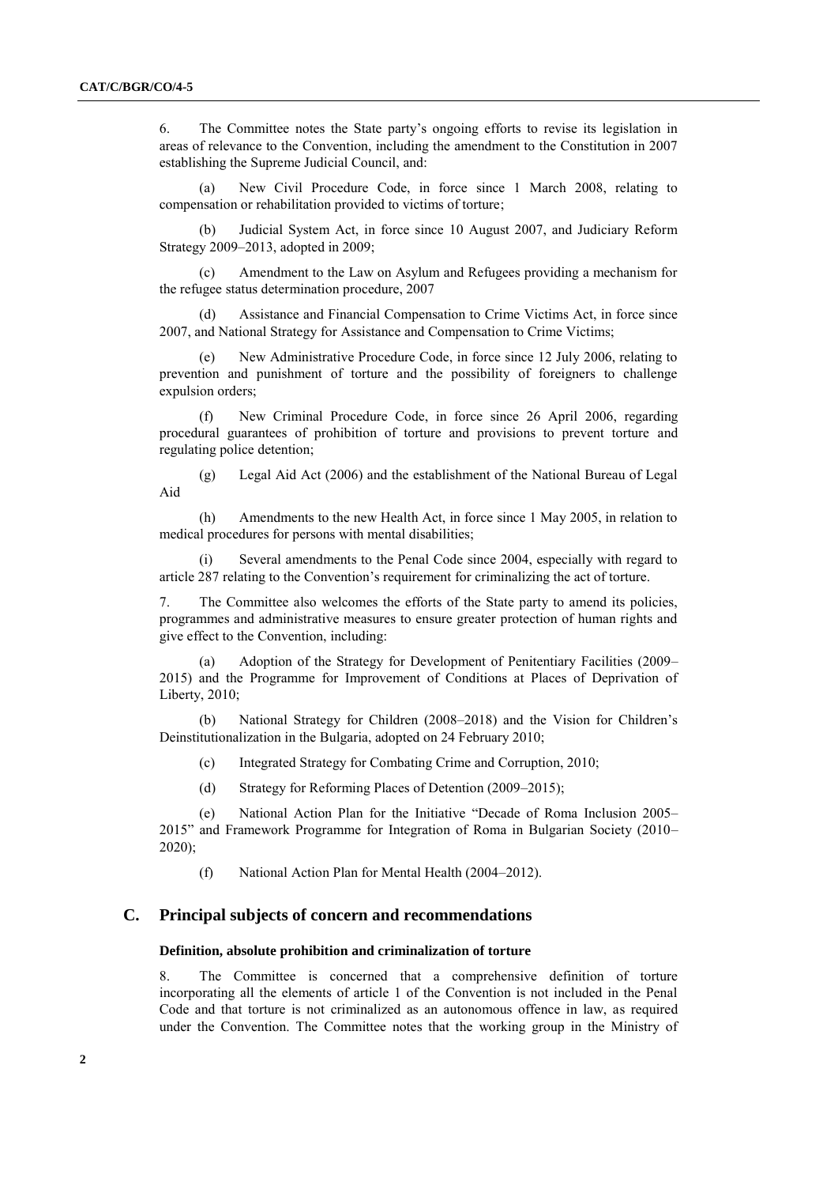6. The Committee notes the State party's ongoing efforts to revise its legislation in areas of relevance to the Convention, including the amendment to the Constitution in 2007 establishing the Supreme Judicial Council, and:

(a) New Civil Procedure Code, in force since 1 March 2008, relating to compensation or rehabilitation provided to victims of torture;

(b) Judicial System Act, in force since 10 August 2007, and Judiciary Reform Strategy 2009–2013, adopted in 2009;

(c) Amendment to the Law on Asylum and Refugees providing a mechanism for the refugee status determination procedure, 2007

(d) Assistance and Financial Compensation to Crime Victims Act, in force since 2007, and National Strategy for Assistance and Compensation to Crime Victims;

(e) New Administrative Procedure Code, in force since 12 July 2006, relating to prevention and punishment of torture and the possibility of foreigners to challenge expulsion orders;

(f) New Criminal Procedure Code, in force since 26 April 2006, regarding procedural guarantees of prohibition of torture and provisions to prevent torture and regulating police detention;

(g) Legal Aid Act (2006) and the establishment of the National Bureau of Legal Aid

(h) Amendments to the new Health Act, in force since 1 May 2005, in relation to medical procedures for persons with mental disabilities;

(i) Several amendments to the Penal Code since 2004, especially with regard to article 287 relating to the Convention's requirement for criminalizing the act of torture.

7. The Committee also welcomes the efforts of the State party to amend its policies, programmes and administrative measures to ensure greater protection of human rights and give effect to the Convention, including:

(a) Adoption of the Strategy for Development of Penitentiary Facilities (2009–2015) and the Programme for Improvement of Conditions at Places of Deprivation of Liberty, 2010;

(b) National Strategy for Children (2008–2018) and the Vision for Children's Deinstitutionalization in the Bulgaria, adopted on 24 February 2010;

(c) Integrated Strategy for Combating Crime and Corruption, 2010;

(d) Strategy for Reforming Places of Detention (2009–2015);

(e) National Action Plan for the Initiative "Decade of Roma Inclusion 2005–2015" and Framework Programme for Integration of Roma in Bulgarian Society (2010–2020);

(f) National Action Plan for Mental Health (2004–2012).

## C. Principal subjects of concern and recommendations

### Definition, absolute prohibition and criminalization of torture

8. The Committee is concerned that a comprehensive definition of torture incorporating all the elements of article 1 of the Convention is not included in the Penal Code and that torture is not criminalized as an autonomous offence in law, as required under the Convention. The Committee notes that the working group in the Ministry of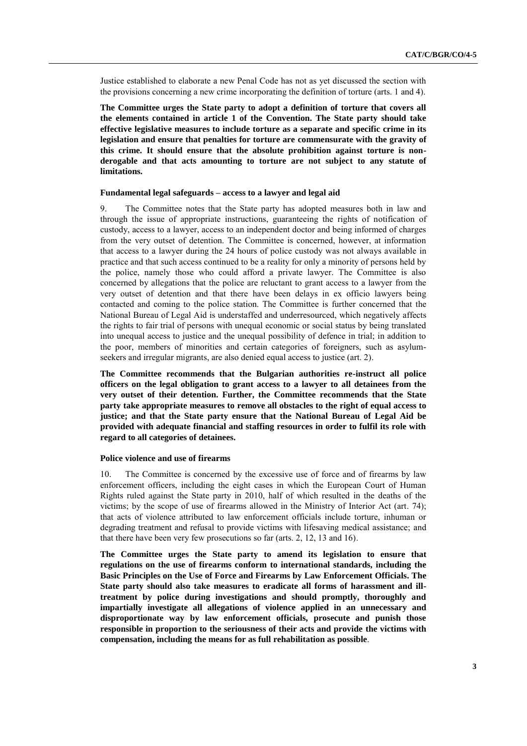Justice established to elaborate a new Penal Code has not as yet discussed the section with the provisions concerning a new crime incorporating the definition of torture (arts. 1 and 4).

**The Committee urges the State party to adopt a definition of torture that covers all the elements contained in article 1 of the Convention. The State party should take effective legislative measures to include torture as a separate and specific crime in its legislation and ensure that penalties for torture are commensurate with the gravity of this crime. It should ensure that the absolute prohibition against torture is non-derogable and that acts amounting to torture are not subject to any statute of limitations.**

#### Fundamental legal safeguards – access to a lawyer and legal aid

9. The Committee notes that the State party has adopted measures both in law and through the issue of appropriate instructions, guaranteeing the rights of notification of custody, access to a lawyer, access to an independent doctor and being informed of charges from the very outset of detention. The Committee is concerned, however, at information that access to a lawyer during the 24 hours of police custody was not always available in practice and that such access continued to be a reality for only a minority of persons held by the police, namely those who could afford a private lawyer. The Committee is also concerned by allegations that the police are reluctant to grant access to a lawyer from the very outset of detention and that there have been delays in ex officio lawyers being contacted and coming to the police station. The Committee is further concerned that the National Bureau of Legal Aid is understaffed and underresourced, which negatively affects the rights to fair trial of persons with unequal economic or social status by being translated into unequal access to justice and the unequal possibility of defence in trial; in addition to the poor, members of minorities and certain categories of foreigners, such as asylum-seekers and irregular migrants, are also denied equal access to justice (art. 2).

**The Committee recommends that the Bulgarian authorities re-instruct all police officers on the legal obligation to grant access to a lawyer to all detainees from the very outset of their detention. Further, the Committee recommends that the State party take appropriate measures to remove all obstacles to the right of equal access to justice; and that the State party ensure that the National Bureau of Legal Aid be provided with adequate financial and staffing resources in order to fulfil its role with regard to all categories of detainees.**

#### Police violence and use of firearms

10. The Committee is concerned by the excessive use of force and of firearms by law enforcement officers, including the eight cases in which the European Court of Human Rights ruled against the State party in 2010, half of which resulted in the deaths of the victims; by the scope of use of firearms allowed in the Ministry of Interior Act (art. 74); that acts of violence attributed to law enforcement officials include torture, inhuman or degrading treatment and refusal to provide victims with lifesaving medical assistance; and that there have been very few prosecutions so far (arts. 2, 12, 13 and 16).

**The Committee urges the State party to amend its legislation to ensure that regulations on the use of firearms conform to international standards, including the Basic Principles on the Use of Force and Firearms by Law Enforcement Officials. The State party should also take measures to eradicate all forms of harassment and ill-treatment by police during investigations and should promptly, thoroughly and impartially investigate all allegations of violence applied in an unnecessary and disproportionate way by law enforcement officials, prosecute and punish those responsible in proportion to the seriousness of their acts and provide the victims with compensation, including the means for as full rehabilitation as possible**.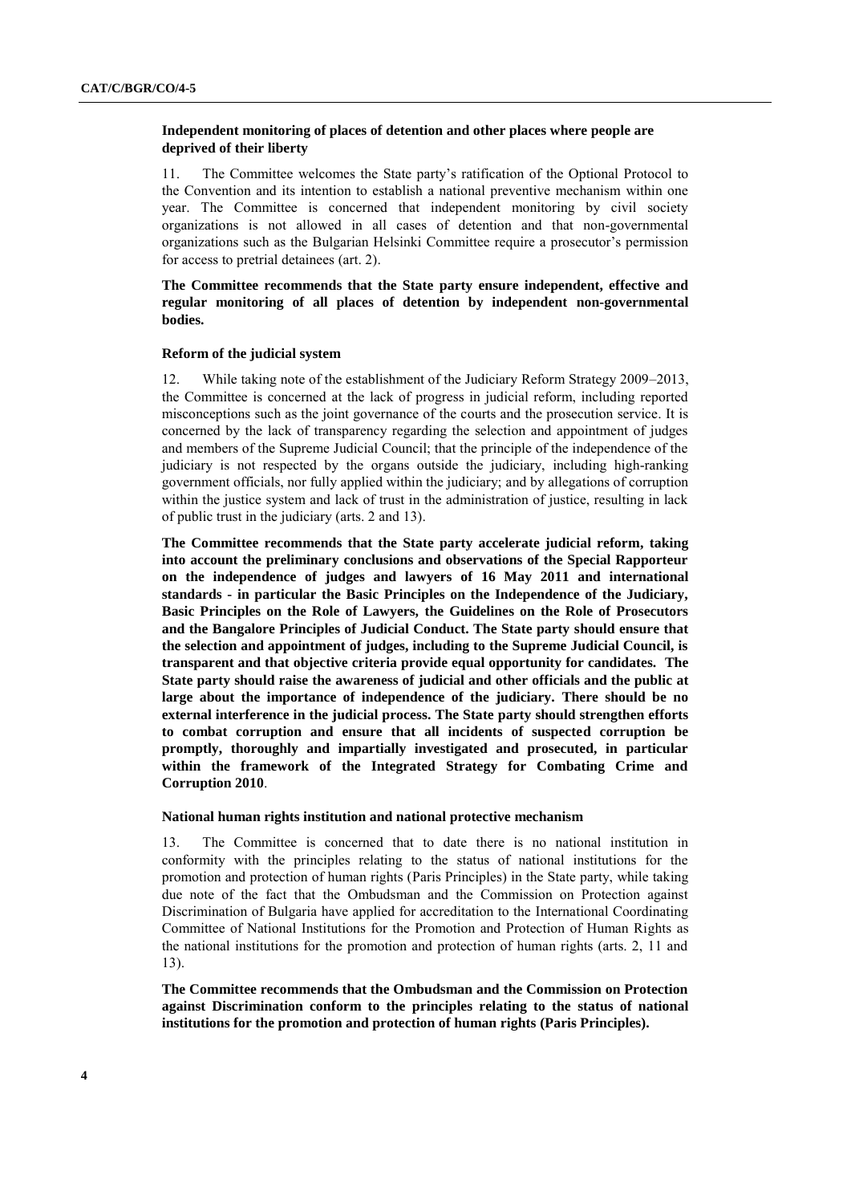### Independent monitoring of places of detention and other places where people are deprived of their liberty

11. The Committee welcomes the State party's ratification of the Optional Protocol to the Convention and its intention to establish a national preventive mechanism within one year. The Committee is concerned that independent monitoring by civil society organizations is not allowed in all cases of detention and that non-governmental organizations such as the Bulgarian Helsinki Committee require a prosecutor's permission for access to pretrial detainees (art. 2).

**The Committee recommends that the State party ensure independent, effective and regular monitoring of all places of detention by independent non-governmental bodies.**

### Reform of the judicial system

12. While taking note of the establishment of the Judiciary Reform Strategy 2009–2013, the Committee is concerned at the lack of progress in judicial reform, including reported misconceptions such as the joint governance of the courts and the prosecution service. It is concerned by the lack of transparency regarding the selection and appointment of judges and members of the Supreme Judicial Council; that the principle of the independence of the judiciary is not respected by the organs outside the judiciary, including high-ranking government officials, nor fully applied within the judiciary; and by allegations of corruption within the justice system and lack of trust in the administration of justice, resulting in lack of public trust in the judiciary (arts. 2 and 13).

**The Committee recommends that the State party accelerate judicial reform, taking into account the preliminary conclusions and observations of the Special Rapporteur on the independence of judges and lawyers of 16 May 2011 and international standards - in particular the Basic Principles on the Independence of the Judiciary, Basic Principles on the Role of Lawyers, the Guidelines on the Role of Prosecutors and the Bangalore Principles of Judicial Conduct. The State party should ensure that the selection and appointment of judges, including to the Supreme Judicial Council, is transparent and that objective criteria provide equal opportunity for candidates. The State party should raise the awareness of judicial and other officials and the public at large about the importance of independence of the judiciary. There should be no external interference in the judicial process. The State party should strengthen efforts to combat corruption and ensure that all incidents of suspected corruption be promptly, thoroughly and impartially investigated and prosecuted, in particular within the framework of the Integrated Strategy for Combating Crime and Corruption 2010**.

### National human rights institution and national protective mechanism

13. The Committee is concerned that to date there is no national institution in conformity with the principles relating to the status of national institutions for the promotion and protection of human rights (Paris Principles) in the State party, while taking due note of the fact that the Ombudsman and the Commission on Protection against Discrimination of Bulgaria have applied for accreditation to the International Coordinating Committee of National Institutions for the Promotion and Protection of Human Rights as the national institutions for the promotion and protection of human rights (arts. 2, 11 and 13).

**The Committee recommends that the Ombudsman and the Commission on Protection against Discrimination conform to the principles relating to the status of national institutions for the promotion and protection of human rights (Paris Principles).**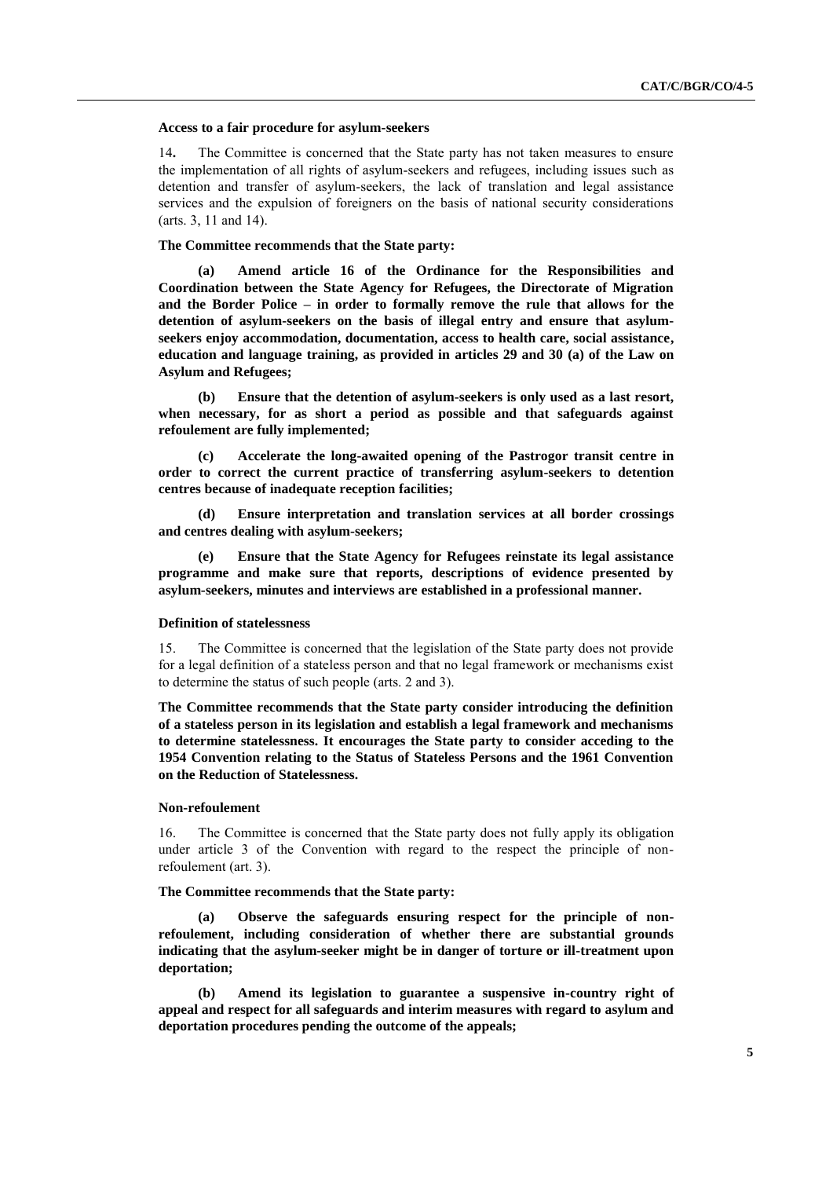**Access to a fair procedure for asylum-seekers**

14. The Committee is concerned that the State party has not taken measures to ensure the implementation of all rights of asylum-seekers and refugees, including issues such as detention and transfer of asylum-seekers, the lack of translation and legal assistance services and the expulsion of foreigners on the basis of national security considerations (arts. 3, 11 and 14).

**The Committee recommends that the State party:**

**(a) Amend article 16 of the Ordinance for the Responsibilities and Coordination between the State Agency for Refugees, the Directorate of Migration and the Border Police – in order to formally remove the rule that allows for the detention of asylum-seekers on the basis of illegal entry and ensure that asylum-seekers enjoy accommodation, documentation, access to health care, social assistance, education and language training, as provided in articles 29 and 30 (a) of the Law on Asylum and Refugees;**

**(b) Ensure that the detention of asylum-seekers is only used as a last resort, when necessary, for as short a period as possible and that safeguards against refoulement are fully implemented;**

**(c) Accelerate the long-awaited opening of the Pastrogor transit centre in order to correct the current practice of transferring asylum-seekers to detention centres because of inadequate reception facilities;**

**(d) Ensure interpretation and translation services at all border crossings and centres dealing with asylum-seekers;**

**(e) Ensure that the State Agency for Refugees reinstate its legal assistance programme and make sure that reports, descriptions of evidence presented by asylum-seekers, minutes and interviews are established in a professional manner.**

**Definition of statelessness**

15. The Committee is concerned that the legislation of the State party does not provide for a legal definition of a stateless person and that no legal framework or mechanisms exist to determine the status of such people (arts. 2 and 3).

**The Committee recommends that the State party consider introducing the definition of a stateless person in its legislation and establish a legal framework and mechanisms to determine statelessness. It encourages the State party to consider acceding to the 1954 Convention relating to the Status of Stateless Persons and the 1961 Convention on the Reduction of Statelessness.**

**Non-refoulement**

16. The Committee is concerned that the State party does not fully apply its obligation under article 3 of the Convention with regard to the respect the principle of non-refoulement (art. 3).

**The Committee recommends that the State party:**

**(a) Observe the safeguards ensuring respect for the principle of non-refoulement, including consideration of whether there are substantial grounds indicating that the asylum-seeker might be in danger of torture or ill-treatment upon deportation;**

**(b) Amend its legislation to guarantee a suspensive in-country right of appeal and respect for all safeguards and interim measures with regard to asylum and deportation procedures pending the outcome of the appeals;**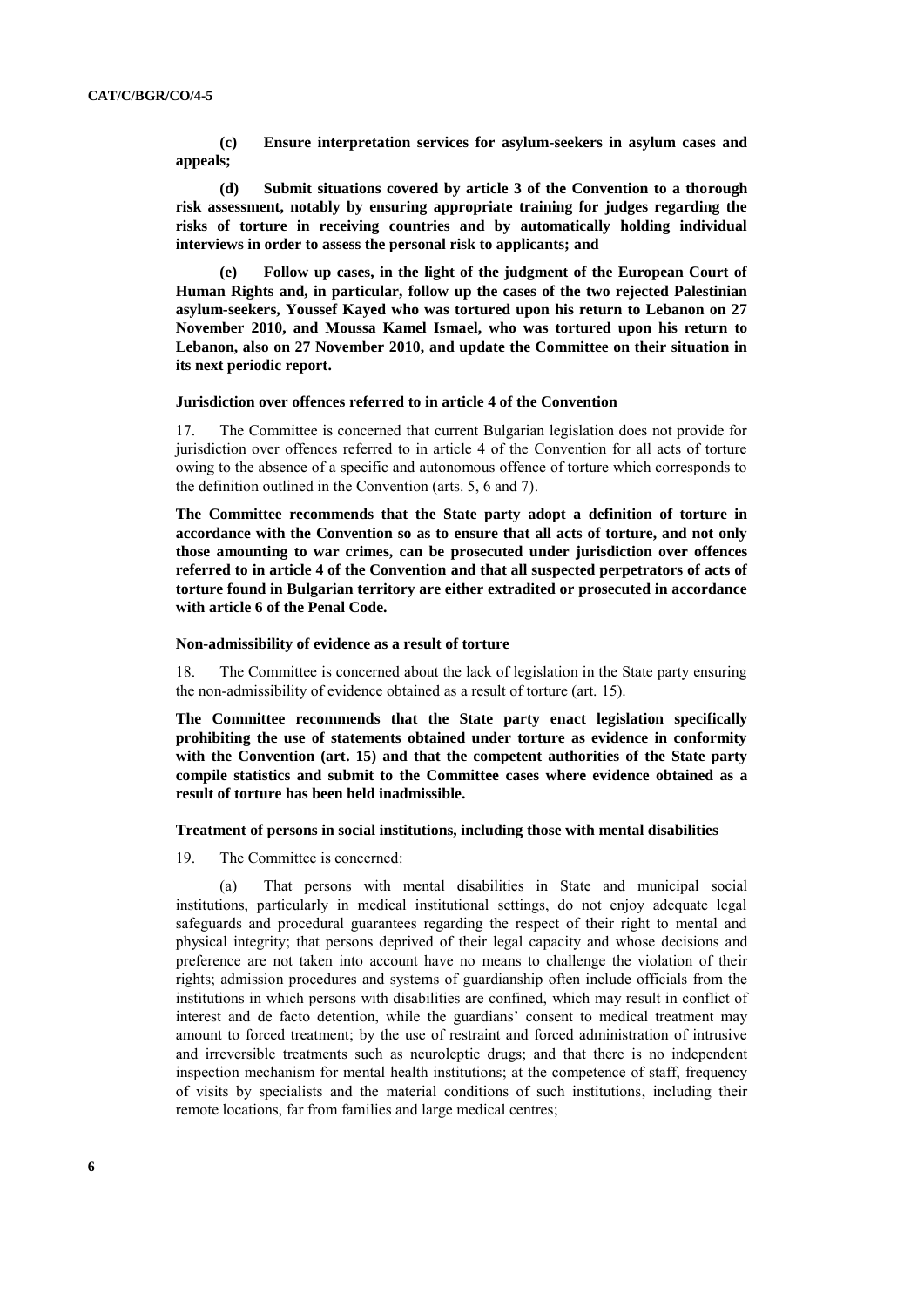**(c) Ensure interpretation services for asylum-seekers in asylum cases and appeals;**

**(d) Submit situations covered by article 3 of the Convention to a thorough risk assessment, notably by ensuring appropriate training for judges regarding the risks of torture in receiving countries and by automatically holding individual interviews in order to assess the personal risk to applicants; and**

**(e) Follow up cases, in the light of the judgment of the European Court of Human Rights and, in particular, follow up the cases of the two rejected Palestinian asylum-seekers, Youssef Kayed who was tortured upon his return to Lebanon on 27 November 2010, and Moussa Kamel Ismael, who was tortured upon his return to Lebanon, also on 27 November 2010, and update the Committee on their situation in its next periodic report.**

**Jurisdiction over offences referred to in article 4 of the Convention**

17. The Committee is concerned that current Bulgarian legislation does not provide for jurisdiction over offences referred to in article 4 of the Convention for all acts of torture owing to the absence of a specific and autonomous offence of torture which corresponds to the definition outlined in the Convention (arts. 5, 6 and 7).

**The Committee recommends that the State party adopt a definition of torture in accordance with the Convention so as to ensure that all acts of torture, and not only those amounting to war crimes, can be prosecuted under jurisdiction over offences referred to in article 4 of the Convention and that all suspected perpetrators of acts of torture found in Bulgarian territory are either extradited or prosecuted in accordance with article 6 of the Penal Code.**

**Non-admissibility of evidence as a result of torture**

18. The Committee is concerned about the lack of legislation in the State party ensuring the non-admissibility of evidence obtained as a result of torture (art. 15).

**The Committee recommends that the State party enact legislation specifically prohibiting the use of statements obtained under torture as evidence in conformity with the Convention (art. 15) and that the competent authorities of the State party compile statistics and submit to the Committee cases where evidence obtained as a result of torture has been held inadmissible.**

**Treatment of persons in social institutions, including those with mental disabilities**

19. The Committee is concerned:

(a) That persons with mental disabilities in State and municipal social institutions, particularly in medical institutional settings, do not enjoy adequate legal safeguards and procedural guarantees regarding the respect of their right to mental and physical integrity; that persons deprived of their legal capacity and whose decisions and preference are not taken into account have no means to challenge the violation of their rights; admission procedures and systems of guardianship often include officials from the institutions in which persons with disabilities are confined, which may result in conflict of interest and de facto detention, while the guardians' consent to medical treatment may amount to forced treatment; by the use of restraint and forced administration of intrusive and irreversible treatments such as neuroleptic drugs; and that there is no independent inspection mechanism for mental health institutions; at the competence of staff, frequency of visits by specialists and the material conditions of such institutions, including their remote locations, far from families and large medical centres;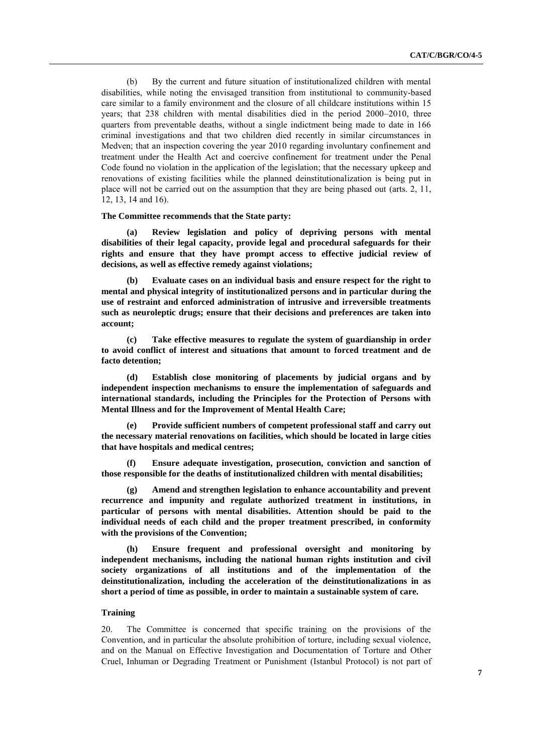(b) By the current and future situation of institutionalized children with mental disabilities, while noting the envisaged transition from institutional to community-based care similar to a family environment and the closure of all childcare institutions within 15 years; that 238 children with mental disabilities died in the period 2000–2010, three quarters from preventable deaths, without a single indictment being made to date in 166 criminal investigations and that two children died recently in similar circumstances in Medven; that an inspection covering the year 2010 regarding involuntary confinement and treatment under the Health Act and coercive confinement for treatment under the Penal Code found no violation in the application of the legislation; that the necessary upkeep and renovations of existing facilities while the planned deinstitutionalization is being put in place will not be carried out on the assumption that they are being phased out (arts. 2, 11, 12, 13, 14 and 16).

**The Committee recommends that the State party:**

**(a) Review legislation and policy of depriving persons with mental disabilities of their legal capacity, provide legal and procedural safeguards for their rights and ensure that they have prompt access to effective judicial review of decisions, as well as effective remedy against violations;**

**(b) Evaluate cases on an individual basis and ensure respect for the right to mental and physical integrity of institutionalized persons and in particular during the use of restraint and enforced administration of intrusive and irreversible treatments such as neuroleptic drugs; ensure that their decisions and preferences are taken into account;**

**(c) Take effective measures to regulate the system of guardianship in order to avoid conflict of interest and situations that amount to forced treatment and de facto detention;**

**(d) Establish close monitoring of placements by judicial organs and by independent inspection mechanisms to ensure the implementation of safeguards and international standards, including the Principles for the Protection of Persons with Mental Illness and for the Improvement of Mental Health Care;**

**(e) Provide sufficient numbers of competent professional staff and carry out the necessary material renovations on facilities, which should be located in large cities that have hospitals and medical centres;**

**(f) Ensure adequate investigation, prosecution, conviction and sanction of those responsible for the deaths of institutionalized children with mental disabilities;**

**(g) Amend and strengthen legislation to enhance accountability and prevent recurrence and impunity and regulate authorized treatment in institutions, in particular of persons with mental disabilities. Attention should be paid to the individual needs of each child and the proper treatment prescribed, in conformity with the provisions of the Convention;**

**(h) Ensure frequent and professional oversight and monitoring by independent mechanisms, including the national human rights institution and civil society organizations of all institutions and of the implementation of the deinstitutionalization, including the acceleration of the deinstitutionalizations in as short a period of time as possible, in order to maintain a sustainable system of care.**

### Training

20. The Committee is concerned that specific training on the provisions of the Convention, and in particular the absolute prohibition of torture, including sexual violence, and on the Manual on Effective Investigation and Documentation of Torture and Other Cruel, Inhuman or Degrading Treatment or Punishment (Istanbul Protocol) is not part of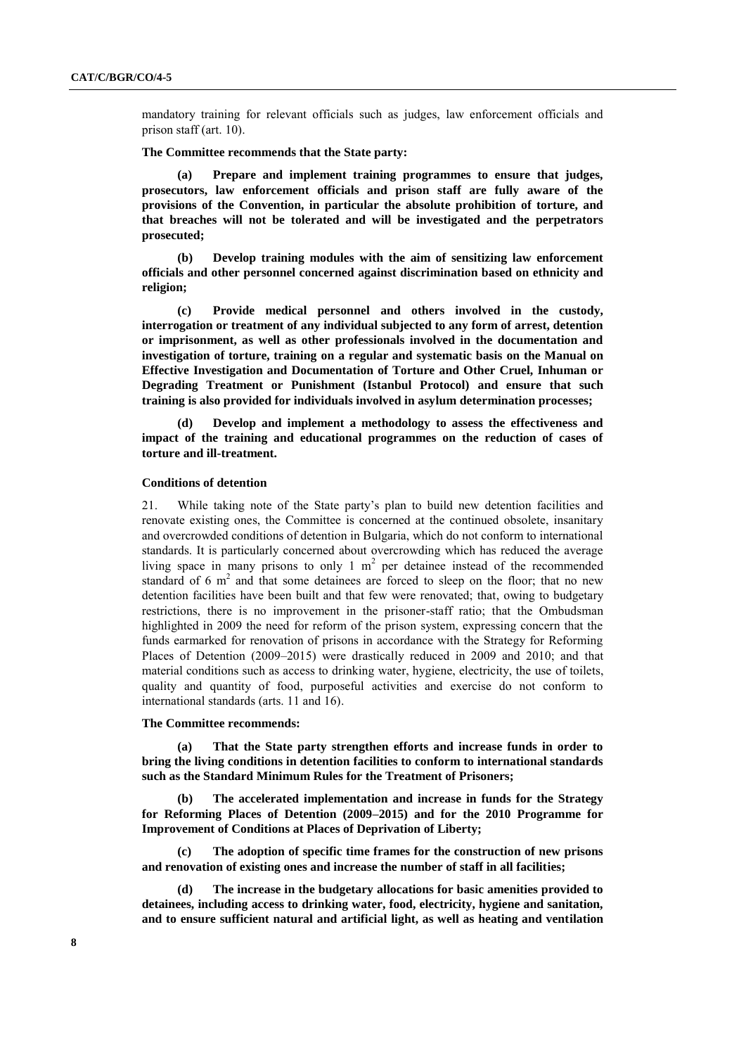mandatory training for relevant officials such as judges, law enforcement officials and prison staff (art. 10).

**The Committee recommends that the State party:**

**(a) Prepare and implement training programmes to ensure that judges, prosecutors, law enforcement officials and prison staff are fully aware of the provisions of the Convention, in particular the absolute prohibition of torture, and that breaches will not be tolerated and will be investigated and the perpetrators prosecuted;**

**(b) Develop training modules with the aim of sensitizing law enforcement officials and other personnel concerned against discrimination based on ethnicity and religion;**

**(c) Provide medical personnel and others involved in the custody, interrogation or treatment of any individual subjected to any form of arrest, detention or imprisonment, as well as other professionals involved in the documentation and investigation of torture, training on a regular and systematic basis on the Manual on Effective Investigation and Documentation of Torture and Other Cruel, Inhuman or Degrading Treatment or Punishment (Istanbul Protocol) and ensure that such training is also provided for individuals involved in asylum determination processes;**

**(d) Develop and implement a methodology to assess the effectiveness and impact of the training and educational programmes on the reduction of cases of torture and ill-treatment.**

**Conditions of detention**

21. While taking note of the State party's plan to build new detention facilities and renovate existing ones, the Committee is concerned at the continued obsolete, insanitary and overcrowded conditions of detention in Bulgaria, which do not conform to international standards. It is particularly concerned about overcrowding which has reduced the average living space in many prisons to only 1 $m^2$ per detainee instead of the recommended standard of 6 $m^2$ and that some detainees are forced to sleep on the floor; that no new detention facilities have been built and that few were renovated; that, owing to budgetary restrictions, there is no improvement in the prisoner-staff ratio; that the Ombudsman highlighted in 2009 the need for reform of the prison system, expressing concern that the funds earmarked for renovation of prisons in accordance with the Strategy for Reforming Places of Detention (2009–2015) were drastically reduced in 2009 and 2010; and that material conditions such as access to drinking water, hygiene, electricity, the use of toilets, quality and quantity of food, purposeful activities and exercise do not conform to international standards (arts. 11 and 16).

**The Committee recommends:**

**(a) That the State party strengthen efforts and increase funds in order to bring the living conditions in detention facilities to conform to international standards such as the Standard Minimum Rules for the Treatment of Prisoners;**

**(b) The accelerated implementation and increase in funds for the Strategy for Reforming Places of Detention (2009–2015) and for the 2010 Programme for Improvement of Conditions at Places of Deprivation of Liberty;**

**(c) The adoption of specific time frames for the construction of new prisons and renovation of existing ones and increase the number of staff in all facilities;**

**(d) The increase in the budgetary allocations for basic amenities provided to detainees, including access to drinking water, food, electricity, hygiene and sanitation, and to ensure sufficient natural and artificial light, as well as heating and ventilation**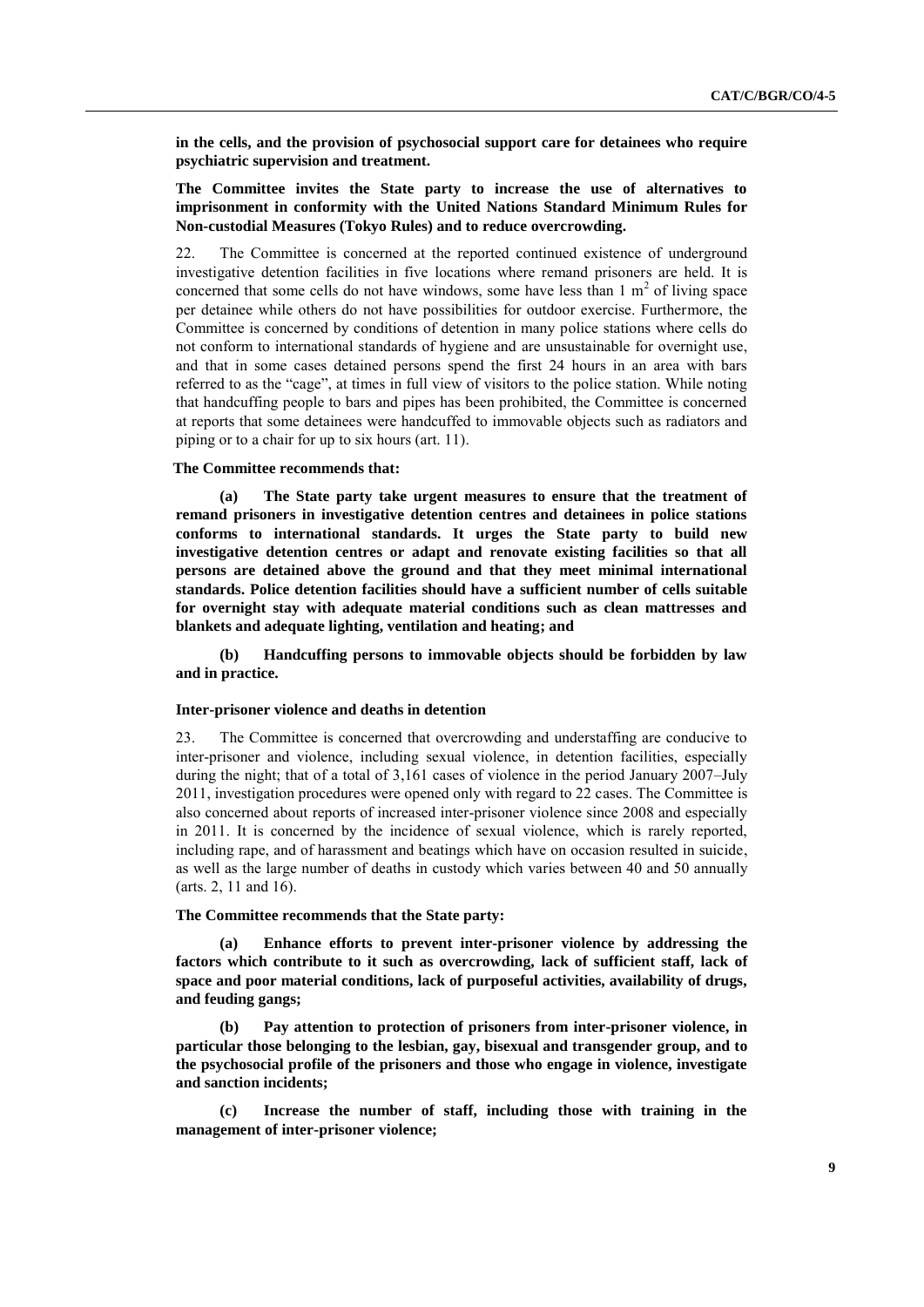**in the cells, and the provision of psychosocial support care for detainees who require psychiatric supervision and treatment.**

**The Committee invites the State party to increase the use of alternatives to imprisonment in conformity with the United Nations Standard Minimum Rules for Non-custodial Measures (Tokyo Rules) and to reduce overcrowding.**

22. The Committee is concerned at the reported continued existence of underground investigative detention facilities in five locations where remand prisoners are held. It is concerned that some cells do not have windows, some have less than 1 $m^2$ of living space per detainee while others do not have possibilities for outdoor exercise. Furthermore, the Committee is concerned by conditions of detention in many police stations where cells do not conform to international standards of hygiene and are unsustainable for overnight use, and that in some cases detained persons spend the first 24 hours in an area with bars referred to as the "cage", at times in full view of visitors to the police station. While noting that handcuffing people to bars and pipes has been prohibited, the Committee is concerned at reports that some detainees were handcuffed to immovable objects such as radiators and piping or to a chair for up to six hours (art. 11).

**The Committee recommends that:**

**(a) The State party take urgent measures to ensure that the treatment of remand prisoners in investigative detention centres and detainees in police stations conforms to international standards. It urges the State party to build new investigative detention centres or adapt and renovate existing facilities so that all persons are detained above the ground and that they meet minimal international standards. Police detention facilities should have a sufficient number of cells suitable for overnight stay with adequate material conditions such as clean mattresses and blankets and adequate lighting, ventilation and heating; and**

**(b) Handcuffing persons to immovable objects should be forbidden by law and in practice.**

#### Inter-prisoner violence and deaths in detention

23. The Committee is concerned that overcrowding and understaffing are conducive to inter-prisoner and violence, including sexual violence, in detention facilities, especially during the night; that of a total of 3,161 cases of violence in the period January 2007–July 2011, investigation procedures were opened only with regard to 22 cases. The Committee is also concerned about reports of increased inter-prisoner violence since 2008 and especially in 2011. It is concerned by the incidence of sexual violence, which is rarely reported, including rape, and of harassment and beatings which have on occasion resulted in suicide, as well as the large number of deaths in custody which varies between 40 and 50 annually (arts. 2, 11 and 16).

**The Committee recommends that the State party:**

**(a) Enhance efforts to prevent inter-prisoner violence by addressing the factors which contribute to it such as overcrowding, lack of sufficient staff, lack of space and poor material conditions, lack of purposeful activities, availability of drugs, and feuding gangs;**

**(b) Pay attention to protection of prisoners from inter-prisoner violence, in particular those belonging to the lesbian, gay, bisexual and transgender group, and to the psychosocial profile of the prisoners and those who engage in violence, investigate and sanction incidents;**

**(c) Increase the number of staff, including those with training in the management of inter-prisoner violence;**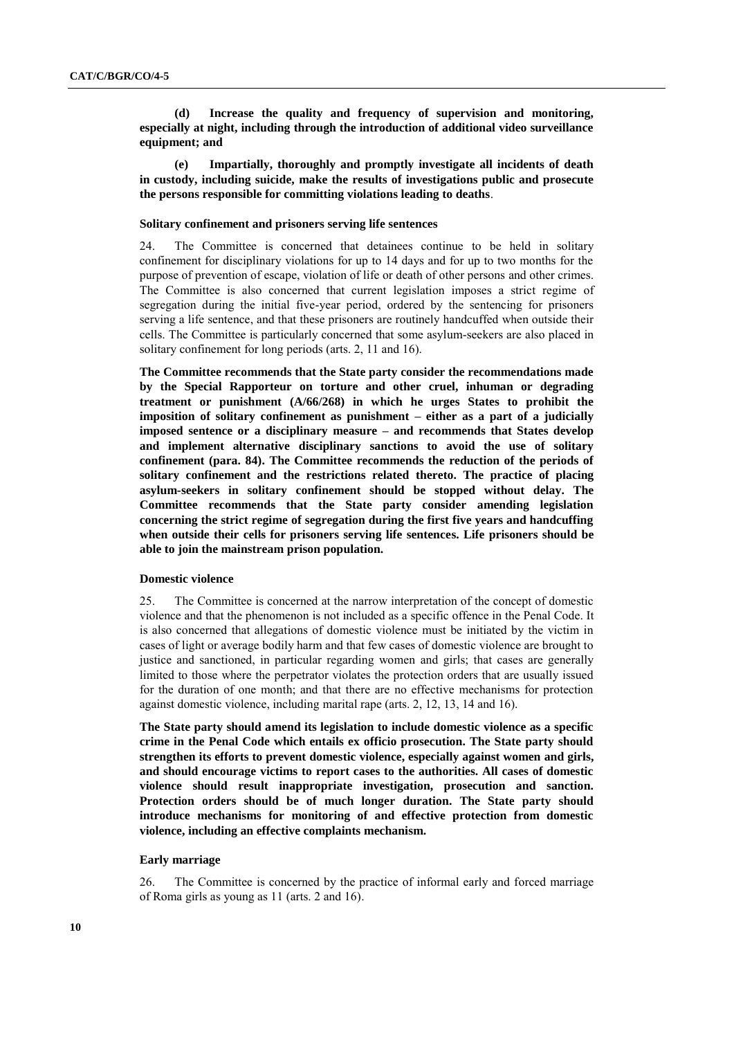**(d) Increase the quality and frequency of supervision and monitoring, especially at night, including through the introduction of additional video surveillance equipment; and**

**(e) Impartially, thoroughly and promptly investigate all incidents of death in custody, including suicide, make the results of investigations public and prosecute the persons responsible for committing violations leading to deaths**.

### Solitary confinement and prisoners serving life sentences

24. The Committee is concerned that detainees continue to be held in solitary confinement for disciplinary violations for up to 14 days and for up to two months for the purpose of prevention of escape, violation of life or death of other persons and other crimes. The Committee is also concerned that current legislation imposes a strict regime of segregation during the initial five-year period, ordered by the sentencing for prisoners serving a life sentence, and that these prisoners are routinely handcuffed when outside their cells. The Committee is particularly concerned that some asylum-seekers are also placed in solitary confinement for long periods (arts. 2, 11 and 16).

**The Committee recommends that the State party consider the recommendations made by the Special Rapporteur on torture and other cruel, inhuman or degrading treatment or punishment (A/66/268) in which he urges States to prohibit the imposition of solitary confinement as punishment – either as a part of a judicially imposed sentence or a disciplinary measure – and recommends that States develop and implement alternative disciplinary sanctions to avoid the use of solitary confinement (para. 84). The Committee recommends the reduction of the periods of solitary confinement and the restrictions related thereto. The practice of placing asylum-seekers in solitary confinement should be stopped without delay. The Committee recommends that the State party consider amending legislation concerning the strict regime of segregation during the first five years and handcuffing when outside their cells for prisoners serving life sentences. Life prisoners should be able to join the mainstream prison population.**

### Domestic violence

25. The Committee is concerned at the narrow interpretation of the concept of domestic violence and that the phenomenon is not included as a specific offence in the Penal Code. It is also concerned that allegations of domestic violence must be initiated by the victim in cases of light or average bodily harm and that few cases of domestic violence are brought to justice and sanctioned, in particular regarding women and girls; that cases are generally limited to those where the perpetrator violates the protection orders that are usually issued for the duration of one month; and that there are no effective mechanisms for protection against domestic violence, including marital rape (arts. 2, 12, 13, 14 and 16).

**The State party should amend its legislation to include domestic violence as a specific crime in the Penal Code which entails ex officio prosecution. The State party should strengthen its efforts to prevent domestic violence, especially against women and girls, and should encourage victims to report cases to the authorities. All cases of domestic violence should result inappropriate investigation, prosecution and sanction. Protection orders should be of much longer duration. The State party should introduce mechanisms for monitoring of and effective protection from domestic violence, including an effective complaints mechanism.**

### Early marriage

26. The Committee is concerned by the practice of informal early and forced marriage of Roma girls as young as 11 (arts. 2 and 16).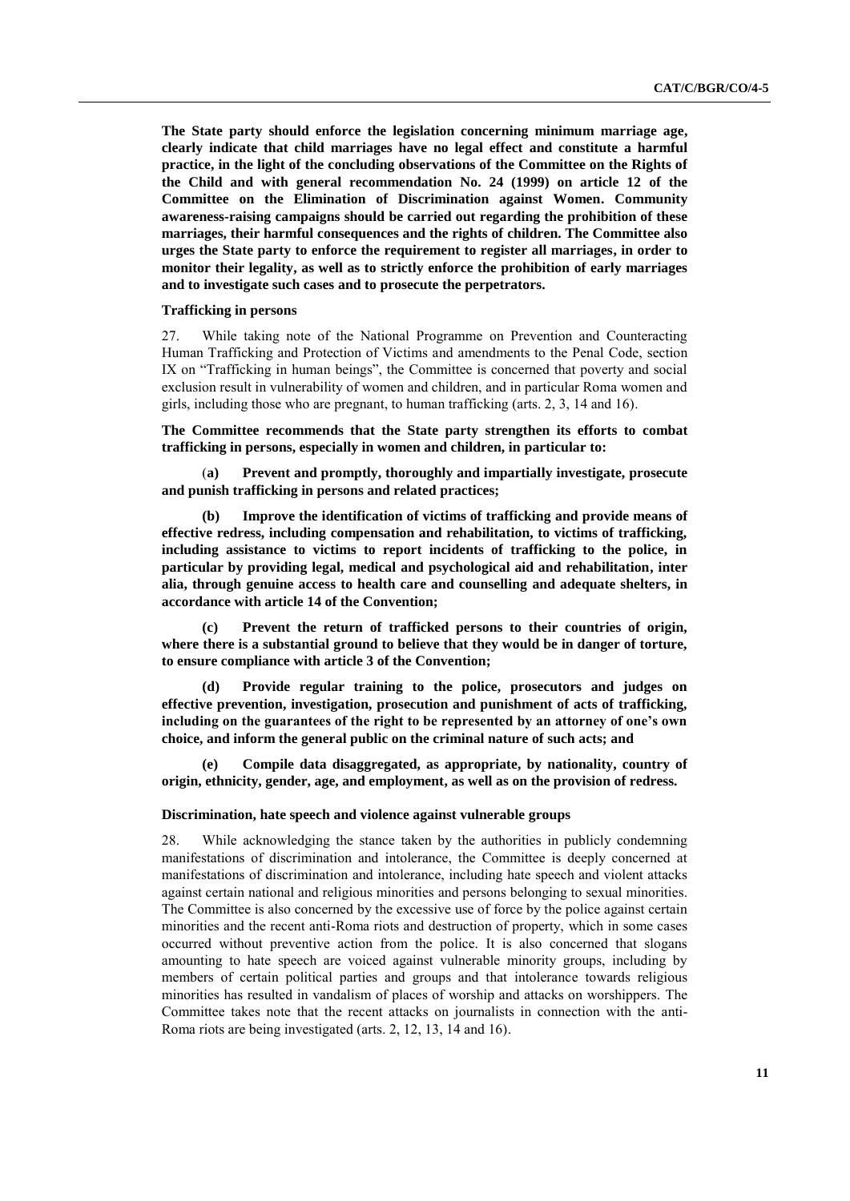**The State party should enforce the legislation concerning minimum marriage age, clearly indicate that child marriages have no legal effect and constitute a harmful practice, in the light of the concluding observations of the Committee on the Rights of the Child and with general recommendation No. 24 (1999) on article 12 of the Committee on the Elimination of Discrimination against Women. Community awareness-raising campaigns should be carried out regarding the prohibition of these marriages, their harmful consequences and the rights of children. The Committee also urges the State party to enforce the requirement to register all marriages, in order to monitor their legality, as well as to strictly enforce the prohibition of early marriages and to investigate such cases and to prosecute the perpetrators.**

### Trafficking in persons

27. While taking note of the National Programme on Prevention and Counteracting Human Trafficking and Protection of Victims and amendments to the Penal Code, section IX on "Trafficking in human beings", the Committee is concerned that poverty and social exclusion result in vulnerability of women and children, and in particular Roma women and girls, including those who are pregnant, to human trafficking (arts. 2, 3, 14 and 16).

**The Committee recommends that the State party strengthen its efforts to combat trafficking in persons, especially in women and children, in particular to:**

**(a) Prevent and promptly, thoroughly and impartially investigate, prosecute and punish trafficking in persons and related practices;**

**(b) Improve the identification of victims of trafficking and provide means of effective redress, including compensation and rehabilitation, to victims of trafficking, including assistance to victims to report incidents of trafficking to the police, in particular by providing legal, medical and psychological aid and rehabilitation, inter alia, through genuine access to health care and counselling and adequate shelters, in accordance with article 14 of the Convention;**

**(c) Prevent the return of trafficked persons to their countries of origin, where there is a substantial ground to believe that they would be in danger of torture, to ensure compliance with article 3 of the Convention;**

**(d) Provide regular training to the police, prosecutors and judges on effective prevention, investigation, prosecution and punishment of acts of trafficking, including on the guarantees of the right to be represented by an attorney of one's own choice, and inform the general public on the criminal nature of such acts; and**

**(e) Compile data disaggregated, as appropriate, by nationality, country of origin, ethnicity, gender, age, and employment, as well as on the provision of redress.**

### Discrimination, hate speech and violence against vulnerable groups

28. While acknowledging the stance taken by the authorities in publicly condemning manifestations of discrimination and intolerance, the Committee is deeply concerned at manifestations of discrimination and intolerance, including hate speech and violent attacks against certain national and religious minorities and persons belonging to sexual minorities. The Committee is also concerned by the excessive use of force by the police against certain minorities and the recent anti-Roma riots and destruction of property, which in some cases occurred without preventive action from the police. It is also concerned that slogans amounting to hate speech are voiced against vulnerable minority groups, including by members of certain political parties and groups and that intolerance towards religious minorities has resulted in vandalism of places of worship and attacks on worshippers. The Committee takes note that the recent attacks on journalists in connection with the anti-Roma riots are being investigated (arts. 2, 12, 13, 14 and 16).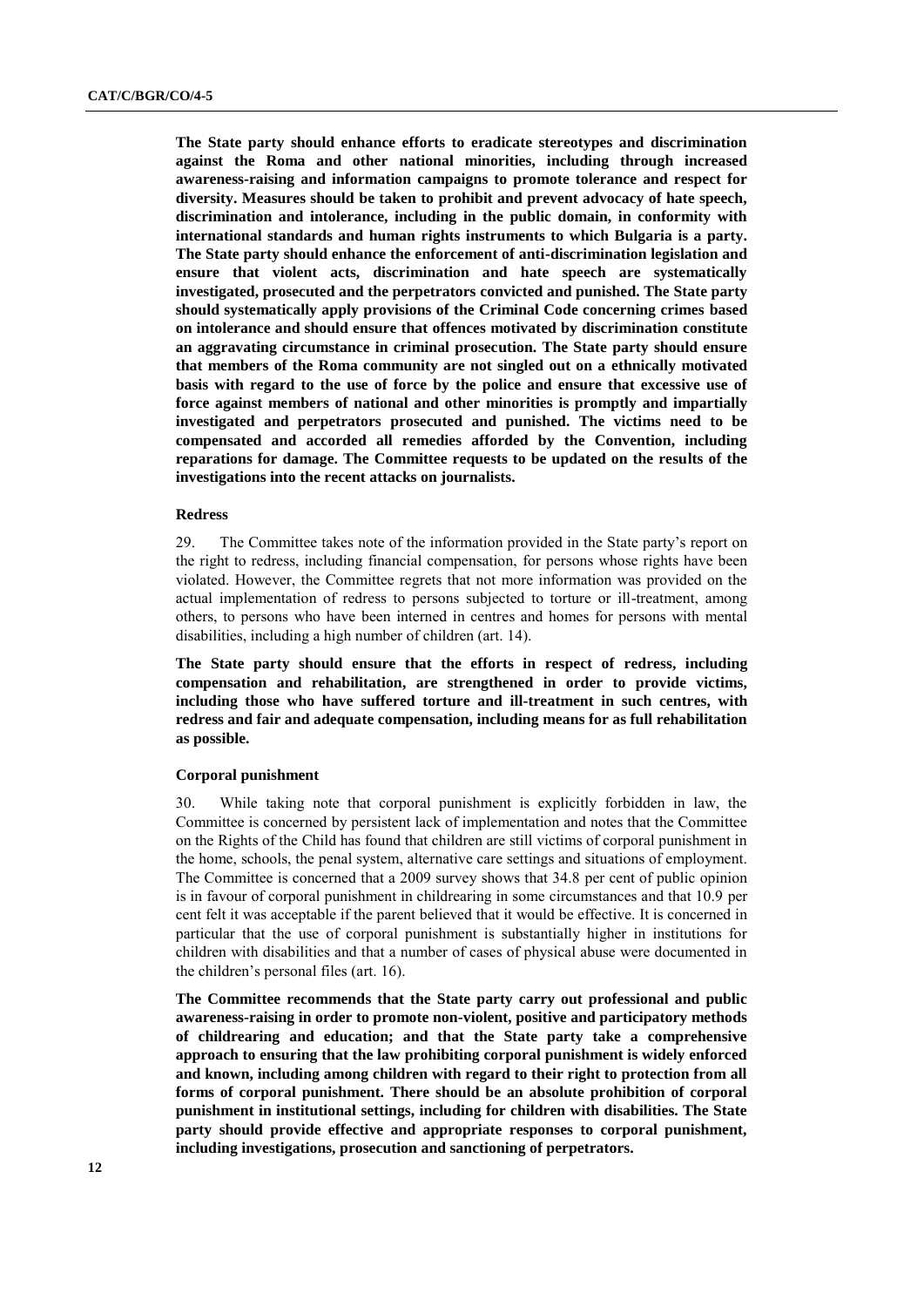**The State party should enhance efforts to eradicate stereotypes and discrimination against the Roma and other national minorities, including through increased awareness-raising and information campaigns to promote tolerance and respect for diversity. Measures should be taken to prohibit and prevent advocacy of hate speech, discrimination and intolerance, including in the public domain, in conformity with international standards and human rights instruments to which Bulgaria is a party. The State party should enhance the enforcement of anti-discrimination legislation and ensure that violent acts, discrimination and hate speech are systematically investigated, prosecuted and the perpetrators convicted and punished. The State party should systematically apply provisions of the Criminal Code concerning crimes based on intolerance and should ensure that offences motivated by discrimination constitute an aggravating circumstance in criminal prosecution. The State party should ensure that members of the Roma community are not singled out on a ethnically motivated basis with regard to the use of force by the police and ensure that excessive use of force against members of national and other minorities is promptly and impartially investigated and perpetrators prosecuted and punished. The victims need to be compensated and accorded all remedies afforded by the Convention, including reparations for damage. The Committee requests to be updated on the results of the investigations into the recent attacks on journalists.**

### Redress

29. The Committee takes note of the information provided in the State party's report on the right to redress, including financial compensation, for persons whose rights have been violated. However, the Committee regrets that not more information was provided on the actual implementation of redress to persons subjected to torture or ill-treatment, among others, to persons who have been interned in centres and homes for persons with mental disabilities, including a high number of children (art. 14).

**The State party should ensure that the efforts in respect of redress, including compensation and rehabilitation, are strengthened in order to provide victims, including those who have suffered torture and ill-treatment in such centres, with redress and fair and adequate compensation, including means for as full rehabilitation as possible.**

### Corporal punishment

30. While taking note that corporal punishment is explicitly forbidden in law, the Committee is concerned by persistent lack of implementation and notes that the Committee on the Rights of the Child has found that children are still victims of corporal punishment in the home, schools, the penal system, alternative care settings and situations of employment. The Committee is concerned that a 2009 survey shows that 34.8 per cent of public opinion is in favour of corporal punishment in childrearing in some circumstances and that 10.9 per cent felt it was acceptable if the parent believed that it would be effective. It is concerned in particular that the use of corporal punishment is substantially higher in institutions for children with disabilities and that a number of cases of physical abuse were documented in the children's personal files (art. 16).

**The Committee recommends that the State party carry out professional and public awareness-raising in order to promote non-violent, positive and participatory methods of childrearing and education; and that the State party take a comprehensive approach to ensuring that the law prohibiting corporal punishment is widely enforced and known, including among children with regard to their right to protection from all forms of corporal punishment. There should be an absolute prohibition of corporal punishment in institutional settings, including for children with disabilities. The State party should provide effective and appropriate responses to corporal punishment, including investigations, prosecution and sanctioning of perpetrators.**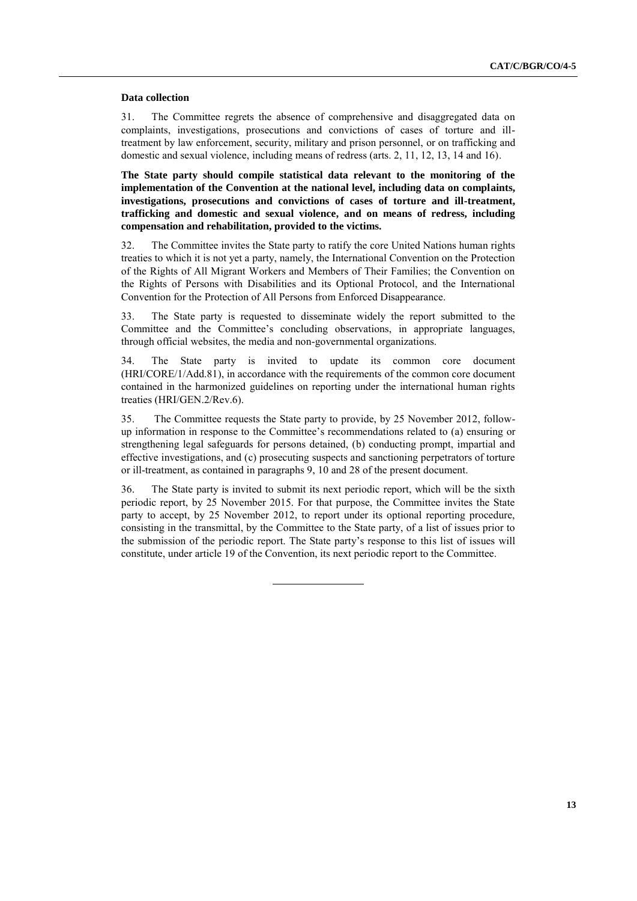### Data collection

31. The Committee regrets the absence of comprehensive and disaggregated data on complaints, investigations, prosecutions and convictions of cases of torture and ill-treatment by law enforcement, security, military and prison personnel, or on trafficking and domestic and sexual violence, including means of redress (arts. 2, 11, 12, 13, 14 and 16).

**The State party should compile statistical data relevant to the monitoring of the implementation of the Convention at the national level, including data on complaints, investigations, prosecutions and convictions of cases of torture and ill-treatment, trafficking and domestic and sexual violence, and on means of redress, including compensation and rehabilitation, provided to the victims.**

32. The Committee invites the State party to ratify the core United Nations human rights treaties to which it is not yet a party, namely, the International Convention on the Protection of the Rights of All Migrant Workers and Members of Their Families; the Convention on the Rights of Persons with Disabilities and its Optional Protocol, and the International Convention for the Protection of All Persons from Enforced Disappearance.

33. The State party is requested to disseminate widely the report submitted to the Committee and the Committee's concluding observations, in appropriate languages, through official websites, the media and non-governmental organizations.

34. The State party is invited to update its common core document (HRI/CORE/1/Add.81), in accordance with the requirements of the common core document contained in the harmonized guidelines on reporting under the international human rights treaties (HRI/GEN.2/Rev.6).

35. The Committee requests the State party to provide, by 25 November 2012, follow-up information in response to the Committee's recommendations related to (a) ensuring or strengthening legal safeguards for persons detained, (b) conducting prompt, impartial and effective investigations, and (c) prosecuting suspects and sanctioning perpetrators of torture or ill-treatment, as contained in paragraphs 9, 10 and 28 of the present document.

36. The State party is invited to submit its next periodic report, which will be the sixth periodic report, by 25 November 2015. For that purpose, the Committee invites the State party to accept, by 25 November 2012, to report under its optional reporting procedure, consisting in the transmittal, by the Committee to the State party, of a list of issues prior to the submission of the periodic report. The State party's response to this list of issues will constitute, under article 19 of the Convention, its next periodic report to the Committee.